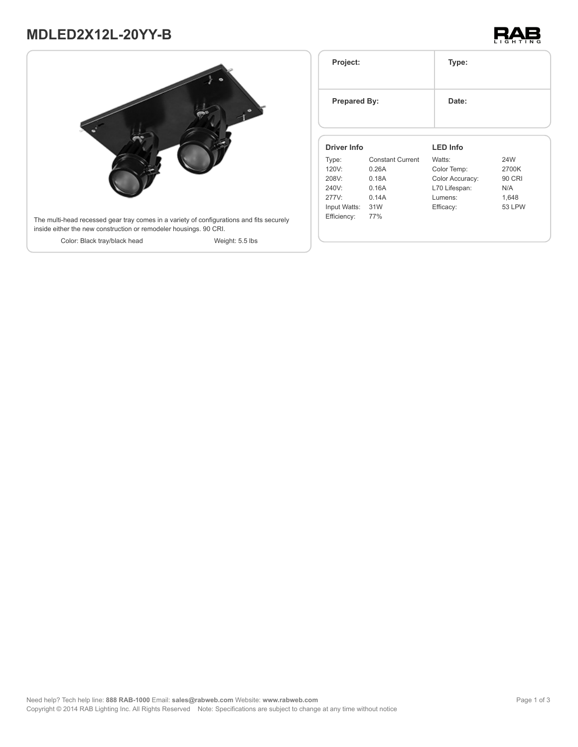# MDLED2X12L-20YY-B

The multi-head recessed gear tray comes in a variety of configurations and fits securely inside either the new construction or remodeler housings. 90 CRI.

Color: Black tray/black head

Weight: 5.5 lbs

| Project: | Type: |
| --- | --- |
| **Prepared By:** | **Date:** |

### Driver Info

| | |
| --- | --- |
| Type: | Constant Current |
| 120V: | 0.26A |
| 208V: | 0.18A |
| 240V: | 0.16A |
| 277V: | 0.14A |
| Input Watts: | 31W |
| Efficiency: | 77% |

### LED Info

| | |
| --- | --- |
| Watts: | 24W |
| Color Temp: | 2700K |
| Color Accuracy: | 90 CRI |
| L70 Lifespan: | N/A |
| Lumens: | 1,648 |
| Efficacy: | 53 LPW |

Need help? Tech help line: **888 RAB-1000** Email: **sales@rabweb.com** Website: **www.rabweb.com**
Copyright © 2014 RAB Lighting Inc. All Rights Reserved Note: Specifications are subject to change at any time without notice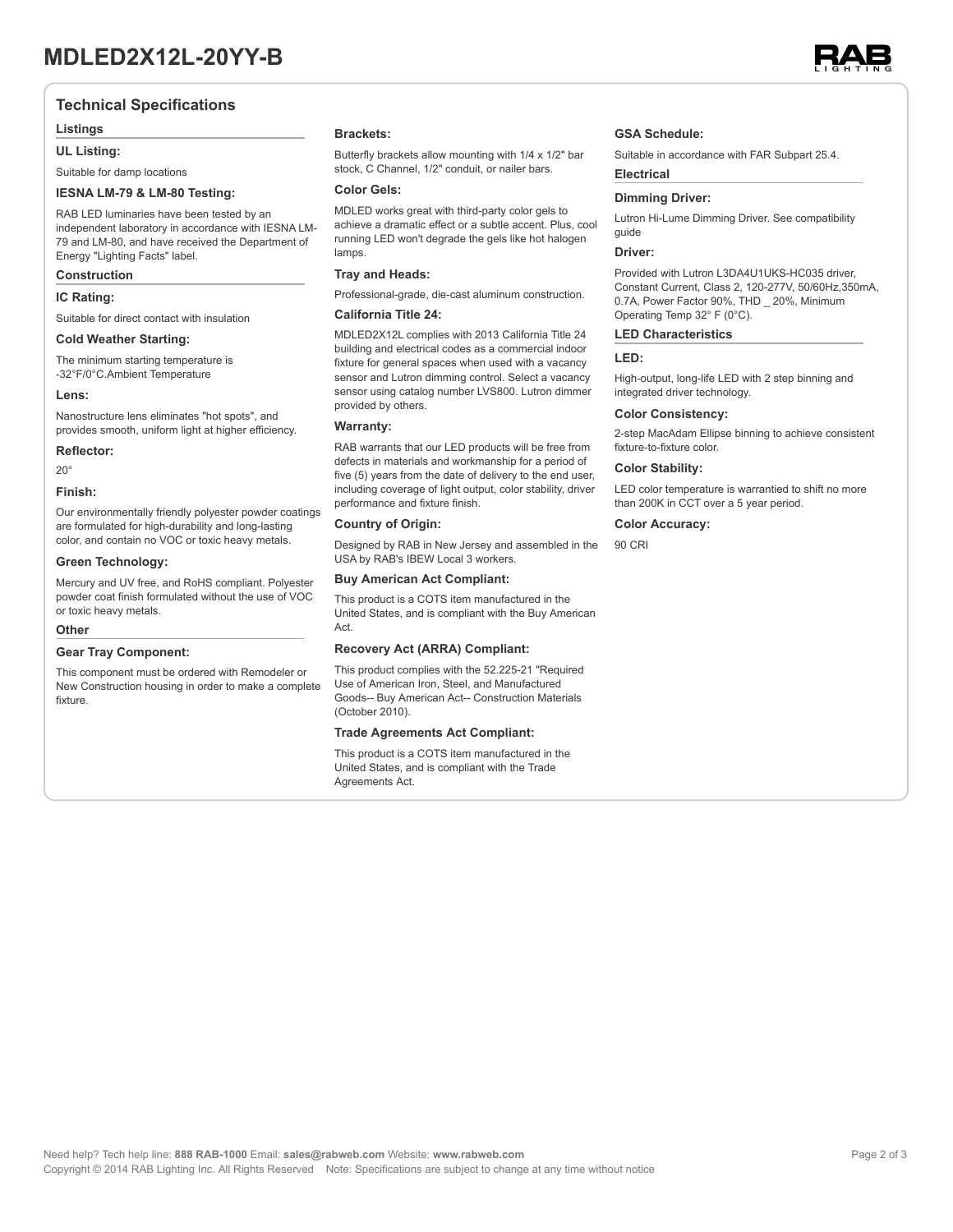# MDLED2X12L-20YY-B

## Technical Specifications

### Listings

#### UL Listing:

Suitable for damp locations

#### IESNA LM-79 & LM-80 Testing:

RAB LED luminaries have been tested by an independent laboratory in accordance with IESNA LM-79 and LM-80, and have received the Department of Energy "Lighting Facts" label.

### Construction

#### IC Rating:

Suitable for direct contact with insulation

#### Cold Weather Starting:

The minimum starting temperature is -32°F/0°C.Ambient Temperature

#### Lens:

Nanostructure lens eliminates "hot spots", and provides smooth, uniform light at higher efficiency.

#### Reflector:

20°

#### Finish:

Our environmentally friendly polyester powder coatings are formulated for high-durability and long-lasting color, and contain no VOC or toxic heavy metals.

#### Green Technology:

Mercury and UV free, and RoHS compliant. Polyester powder coat finish formulated without the use of VOC or toxic heavy metals.

### Other

#### Gear Tray Component:

This component must be ordered with Remodeler or New Construction housing in order to make a complete fixture.

#### Brackets:

Butterfly brackets allow mounting with 1/4 x 1/2" bar stock, C Channel, 1/2" conduit, or nailer bars.

#### Color Gels:

MDLED works great with third-party color gels to achieve a dramatic effect or a subtle accent. Plus, cool running LED won't degrade the gels like hot halogen lamps.

#### Tray and Heads:

Professional-grade, die-cast aluminum construction.

#### California Title 24:

MDLED2X12L complies with 2013 California Title 24 building and electrical codes as a commercial indoor fixture for general spaces when used with a vacancy sensor and Lutron dimming control. Select a vacancy sensor using catalog number LVS800. Lutron dimmer provided by others.

#### Warranty:

RAB warrants that our LED products will be free from defects in materials and workmanship for a period of five (5) years from the date of delivery to the end user, including coverage of light output, color stability, driver performance and fixture finish.

#### Country of Origin:

Designed by RAB in New Jersey and assembled in the USA by RAB's IBEW Local 3 workers.

#### Buy American Act Compliant:

This product is a COTS item manufactured in the United States, and is compliant with the Buy American Act.

#### Recovery Act (ARRA) Compliant:

This product complies with the 52.225-21 "Required Use of American Iron, Steel, and Manufactured Goods-- Buy American Act-- Construction Materials (October 2010).

#### Trade Agreements Act Compliant:

This product is a COTS item manufactured in the United States, and is compliant with the Trade Agreements Act.

#### GSA Schedule:

Suitable in accordance with FAR Subpart 25.4.

### Electrical

#### Dimming Driver:

Lutron Hi-Lume Dimming Driver. See compatibility guide

#### Driver:

Provided with Lutron L3DA4U1UKS-HC035 driver, Constant Current, Class 2, 120-277V, 50/60Hz,350mA, 0.7A, Power Factor 90%, THD _ 20%, Minimum Operating Temp 32° F (0°C).

### LED Characteristics

#### LED:

High-output, long-life LED with 2 step binning and integrated driver technology.

#### Color Consistency:

2-step MacAdam Ellipse binning to achieve consistent fixture-to-fixture color.

#### Color Stability:

LED color temperature is warrantied to shift no more than 200K in CCT over a 5 year period.

#### Color Accuracy:

90 CRI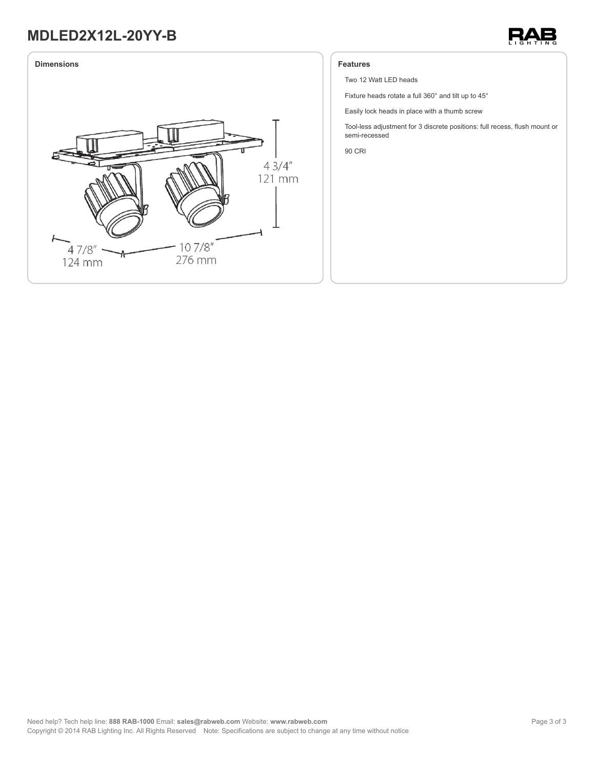# MDLED2X12L-20YY-B

## Dimensions

4 3/4"
121 mm

4 7/8"
124 mm

10 7/8"
276 mm

## Features

Two 12 Watt LED heads

Fixture heads rotate a full 360° and tilt up to 45°

Easily lock heads in place with a thumb screw

Tool-less adjustment for 3 discrete positions: full recess, flush mount or semi-recessed

90 CRI

Need help? Tech help line: **888 RAB-1000** Email: **sales@rabweb.com** Website: **www.rabweb.com**
Copyright © 2014 RAB Lighting Inc. All Rights Reserved Note: Specifications are subject to change at any time without notice